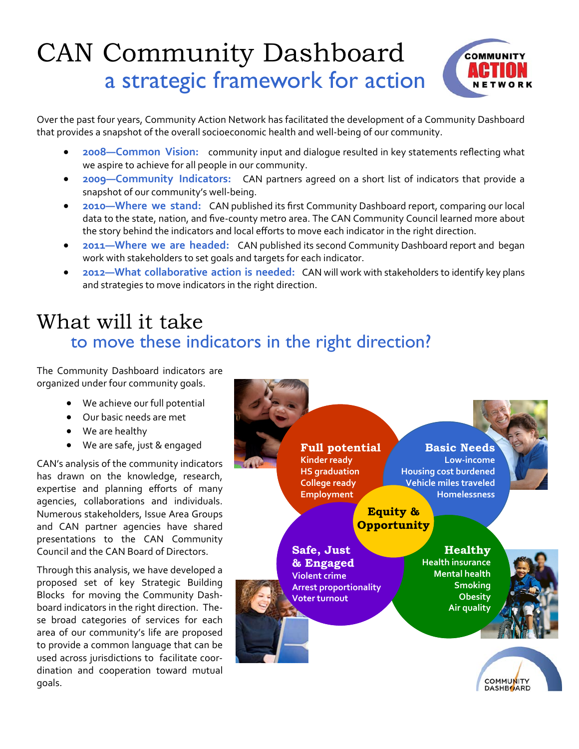# CAN Community Dashboard
## a strategic framework for action

COMMUNITY ACTION NETWORK

Over the past four years, Community Action Network has facilitated the development of a Community Dashboard that provides a snapshot of the overall socioeconomic health and well-being of our community.

- **2008—Common Vision:** community input and dialogue resulted in key statements reflecting what we aspire to achieve for all people in our community.
- **2009—Community Indicators:** CAN partners agreed on a short list of indicators that provide a snapshot of our community's well-being.
- **2010—Where we stand:** CAN published its first Community Dashboard report, comparing our local data to the state, nation, and five-county metro area. The CAN Community Council learned more about the story behind the indicators and local efforts to move each indicator in the right direction.
- **2011—Where we are headed:** CAN published its second Community Dashboard report and began work with stakeholders to set goals and targets for each indicator.
- **2012—What collaborative action is needed:** CAN will work with stakeholders to identify key plans and strategies to move indicators in the right direction.

# What will it take
## to move these indicators in the right direction?

The Community Dashboard indicators are organized under four community goals.

- We achieve our full potential
- Our basic needs are met
- We are healthy
- We are safe, just & engaged

CAN's analysis of the community indicators has drawn on the knowledge, research, expertise and planning efforts of many agencies, collaborations and individuals. Numerous stakeholders, Issue Area Groups and CAN partner agencies have shared presentations to the CAN Community Council and the CAN Board of Directors.

Through this analysis, we have developed a proposed set of key Strategic Building Blocks for moving the Community Dashboard indicators in the right direction. These broad categories of services for each area of our community's life are proposed to provide a common language that can be used across jurisdictions to facilitate coordination and cooperation toward mutual goals.

**Full potential**
Kinder ready
HS graduation
College ready
Employment

**Basic Needs**
Low-income
Housing cost burdened
Vehicle miles traveled
Homelessness

**Equity & Opportunity**

**Safe, Just & Engaged**
Violent crime
Arrest proportionality
Voter turnout

**Healthy**
Health insurance
Mental health
Smoking
Obesity
Air quality

COMMUNITY DASHBOARD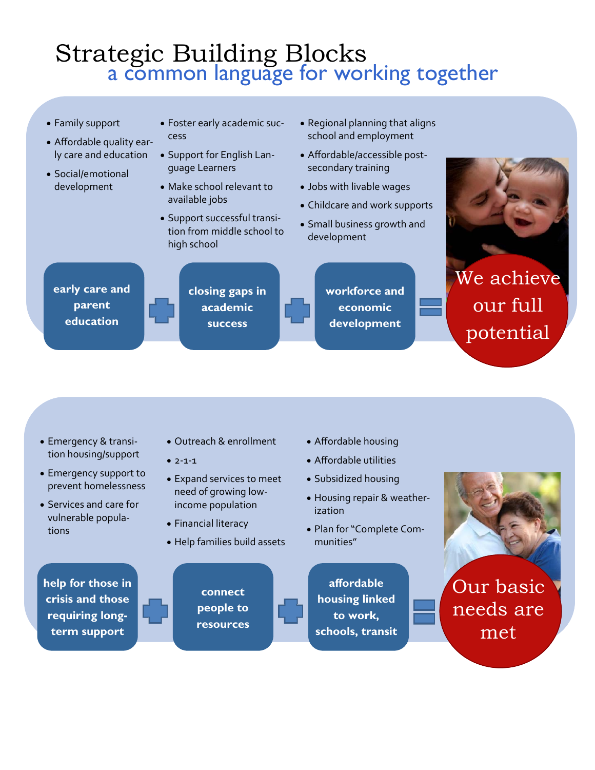# Strategic Building Blocks

## a common language for working together

- Family support
- Affordable quality early care and education
- Social/emotional development

**early care and parent education**

- Foster early academic success
- Support for English Language Learners
- Make school relevant to available jobs
- Support successful transition from middle school to high school

**closing gaps in academic success**

- Regional planning that aligns school and employment
- Affordable/accessible post-secondary training
- Jobs with livable wages
- Childcare and work supports
- Small business growth and development

**workforce and economic development**

early care and parent education + closing gaps in academic success + workforce and economic development = **We achieve our full potential**

---

- Emergency & transition housing/support
- Emergency support to prevent homelessness
- Services and care for vulnerable populations

**help for those in crisis and those requiring long-term support**

- Outreach & enrollment
- 2-1-1
- Expand services to meet need of growing low-income population
- Financial literacy
- Help families build assets

**connect people to resources**

- Affordable housing
- Affordable utilities
- Subsidized housing
- Housing repair & weatherization
- Plan for "Complete Communities"

**affordable housing linked to work, schools, transit**

help for those in crisis and those requiring long-term support + connect people to resources + affordable housing linked to work, schools, transit = **Our basic needs are met**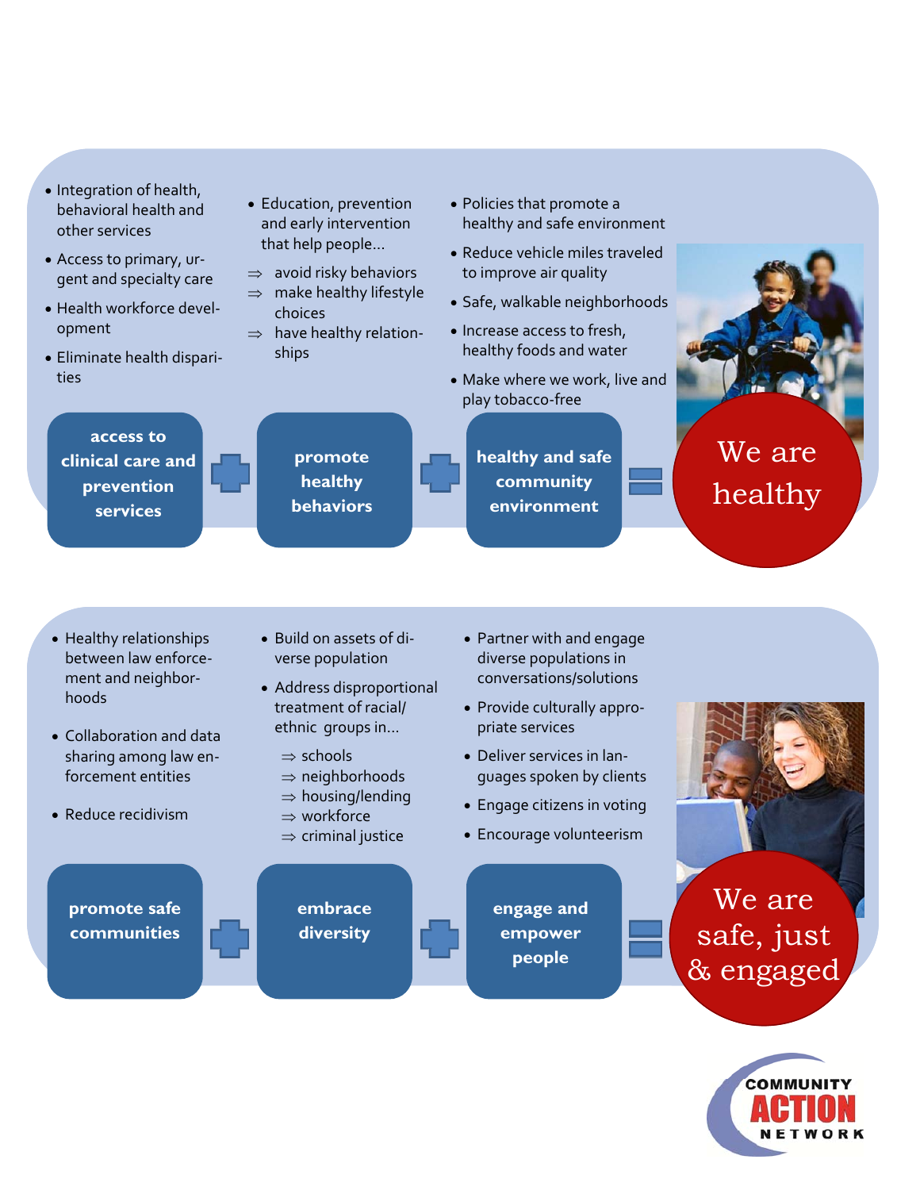- Integration of health, behavioral health and other services
- Access to primary, urgent and specialty care
- Health workforce development
- Eliminate health disparities

**access to clinical care and prevention services**

- Education, prevention and early intervention that help people…
  - ⇒ avoid risky behaviors
  - ⇒ make healthy lifestyle choices
  - ⇒ have healthy relationships

**promote healthy behaviors**

- Policies that promote a healthy and safe environment
- Reduce vehicle miles traveled to improve air quality
- Safe, walkable neighborhoods
- Increase access to fresh, healthy foods and water
- Make where we work, live and play tobacco-free

**healthy and safe community environment**

## We are healthy

- Healthy relationships between law enforcement and neighborhoods
- Collaboration and data sharing among law enforcement entities
- Reduce recidivism

**promote safe communities**

- Build on assets of diverse population
- Address disproportional treatment of racial/ ethnic groups in…
  - ⇒ schools
  - ⇒ neighborhoods
  - ⇒ housing/lending
  - ⇒ workforce
  - ⇒ criminal justice

**embrace diversity**

- Partner with and engage diverse populations in conversations/solutions
- Provide culturally appropriate services
- Deliver services in languages spoken by clients
- Engage citizens in voting
- Encourage volunteerism

**engage and empower people**

## We are safe, just & engaged

COMMUNITY ACTION NETWORK